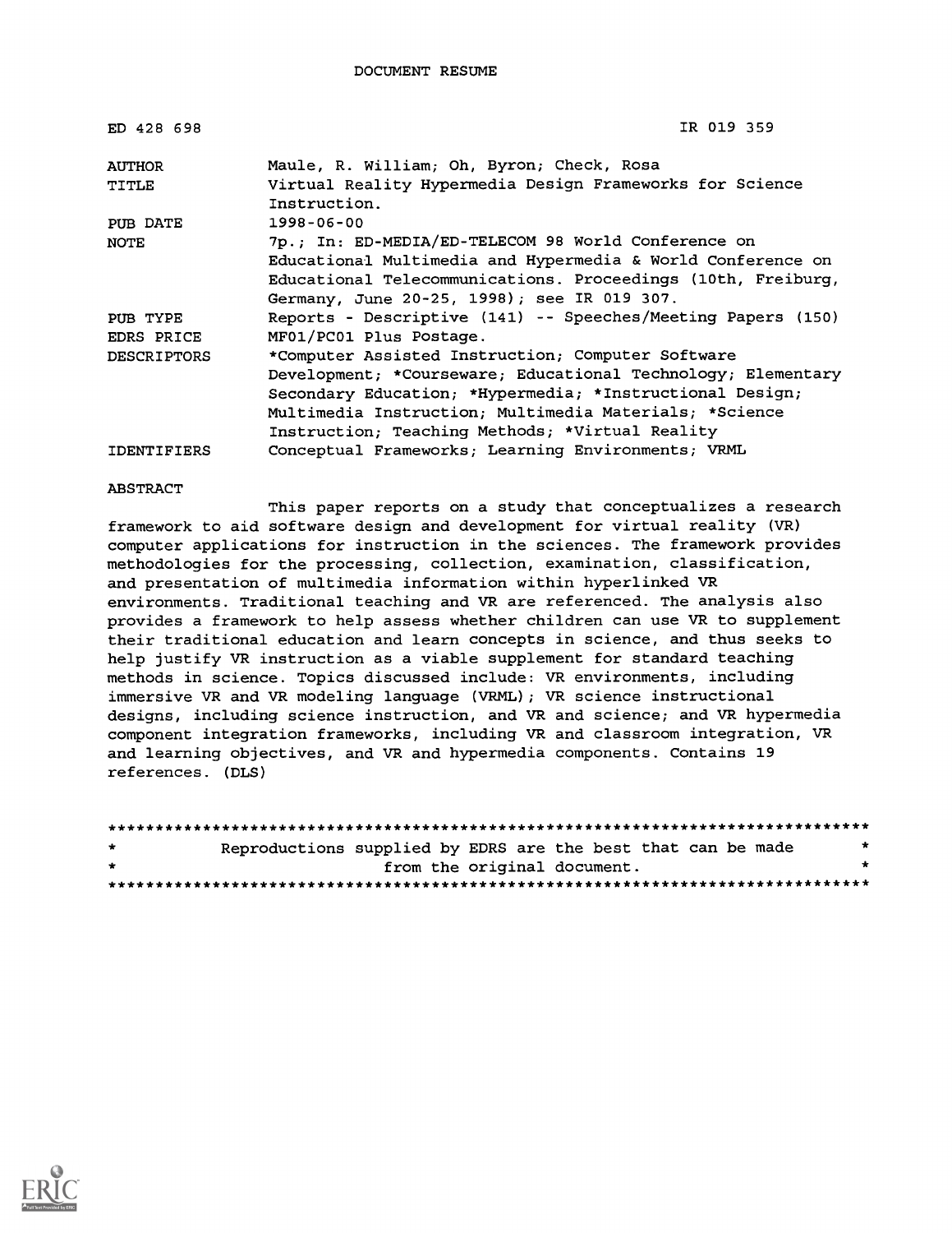DOCUMENT RESUME

ED 428 698 IR 019 359

| | |
|---|---|
| AUTHOR | Maule, R. William; Oh, Byron; Check, Rosa |
| TITLE | Virtual Reality Hypermedia Design Frameworks for Science Instruction. |
| PUB DATE | 1998-06-00 |
| NOTE | 7p.; In: ED-MEDIA/ED-TELECOM 98 World Conference on Educational Multimedia and Hypermedia & World Conference on Educational Telecommunications. Proceedings (10th, Freiburg, Germany, June 20-25, 1998); see IR 019 307. |
| PUB TYPE | Reports - Descriptive (141) -- Speeches/Meeting Papers (150) |
| EDRS PRICE | MF01/PC01 Plus Postage. |
| DESCRIPTORS | *Computer Assisted Instruction; Computer Software Development; *Courseware; Educational Technology; Elementary Secondary Education; *Hypermedia; *Instructional Design; Multimedia Instruction; Multimedia Materials; *Science Instruction; Teaching Methods; *Virtual Reality |
| IDENTIFIERS | Conceptual Frameworks; Learning Environments; VRML |

ABSTRACT

This paper reports on a study that conceptualizes a research framework to aid software design and development for virtual reality (VR) computer applications for instruction in the sciences. The framework provides methodologies for the processing, collection, examination, classification, and presentation of multimedia information within hyperlinked VR environments. Traditional teaching and VR are referenced. The analysis also provides a framework to help assess whether children can use VR to supplement their traditional education and learn concepts in science, and thus seeks to help justify VR instruction as a viable supplement for standard teaching methods in science. Topics discussed include: VR environments, including immersive VR and VR modeling language (VRML); VR science instructional designs, including science instruction, and VR and science; and VR hypermedia component integration frameworks, including VR and classroom integration, VR and learning objectives, and VR and hypermedia components. Contains 19 references. (DLS)

********************************************************************************
* Reproductions supplied by EDRS are the best that can be made *
* from the original document. *
********************************************************************************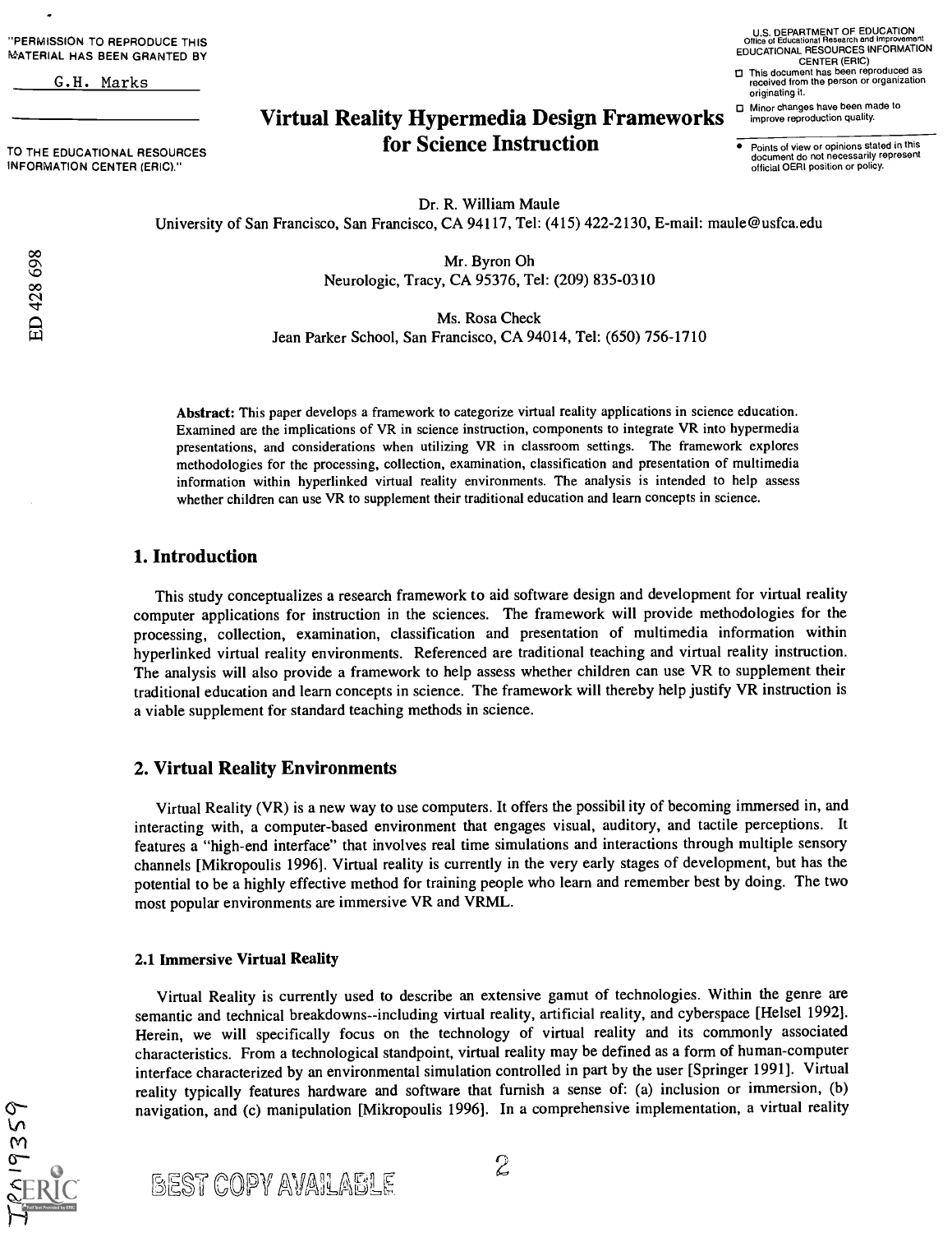# Virtual Reality Hypermedia Design Frameworks for Science Instruction

Dr. R. William Maule
University of San Francisco, San Francisco, CA 94117, Tel: (415) 422-2130, E-mail: maule@usfca.edu

Mr. Byron Oh
Neurologic, Tracy, CA 95376, Tel: (209) 835-0310

Ms. Rosa Check
Jean Parker School, San Francisco, CA 94014, Tel: (650) 756-1710

**Abstract:** This paper develops a framework to categorize virtual reality applications in science education. Examined are the implications of VR in science instruction, components to integrate VR into hypermedia presentations, and considerations when utilizing VR in classroom settings. The framework explores methodologies for the processing, collection, examination, classification and presentation of multimedia information within hyperlinked virtual reality environments. The analysis is intended to help assess whether children can use VR to supplement their traditional education and learn concepts in science.

## 1. Introduction

This study conceptualizes a research framework to aid software design and development for virtual reality computer applications for instruction in the sciences. The framework will provide methodologies for the processing, collection, examination, classification and presentation of multimedia information within hyperlinked virtual reality environments. Referenced are traditional teaching and virtual reality instruction. The analysis will also provide a framework to help assess whether children can use VR to supplement their traditional education and learn concepts in science. The framework will thereby help justify VR instruction is a viable supplement for standard teaching methods in science.

## 2. Virtual Reality Environments

Virtual Reality (VR) is a new way to use computers. It offers the possibility of becoming immersed in, and interacting with, a computer-based environment that engages visual, auditory, and tactile perceptions. It features a "high-end interface" that involves real time simulations and interactions through multiple sensory channels [Mikropoulis 1996]. Virtual reality is currently in the very early stages of development, but has the potential to be a highly effective method for training people who learn and remember best by doing. The two most popular environments are immersive VR and VRML.

### 2.1 Immersive Virtual Reality

Virtual Reality is currently used to describe an extensive gamut of technologies. Within the genre are semantic and technical breakdowns--including virtual reality, artificial reality, and cyberspace [Helsel 1992]. Herein, we will specifically focus on the technology of virtual reality and its commonly associated characteristics. From a technological standpoint, virtual reality may be defined as a form of human-computer interface characterized by an environmental simulation controlled in part by the user [Springer 1991]. Virtual reality typically features hardware and software that furnish a sense of: (a) inclusion or immersion, (b) navigation, and (c) manipulation [Mikropoulis 1996]. In a comprehensive implementation, a virtual reality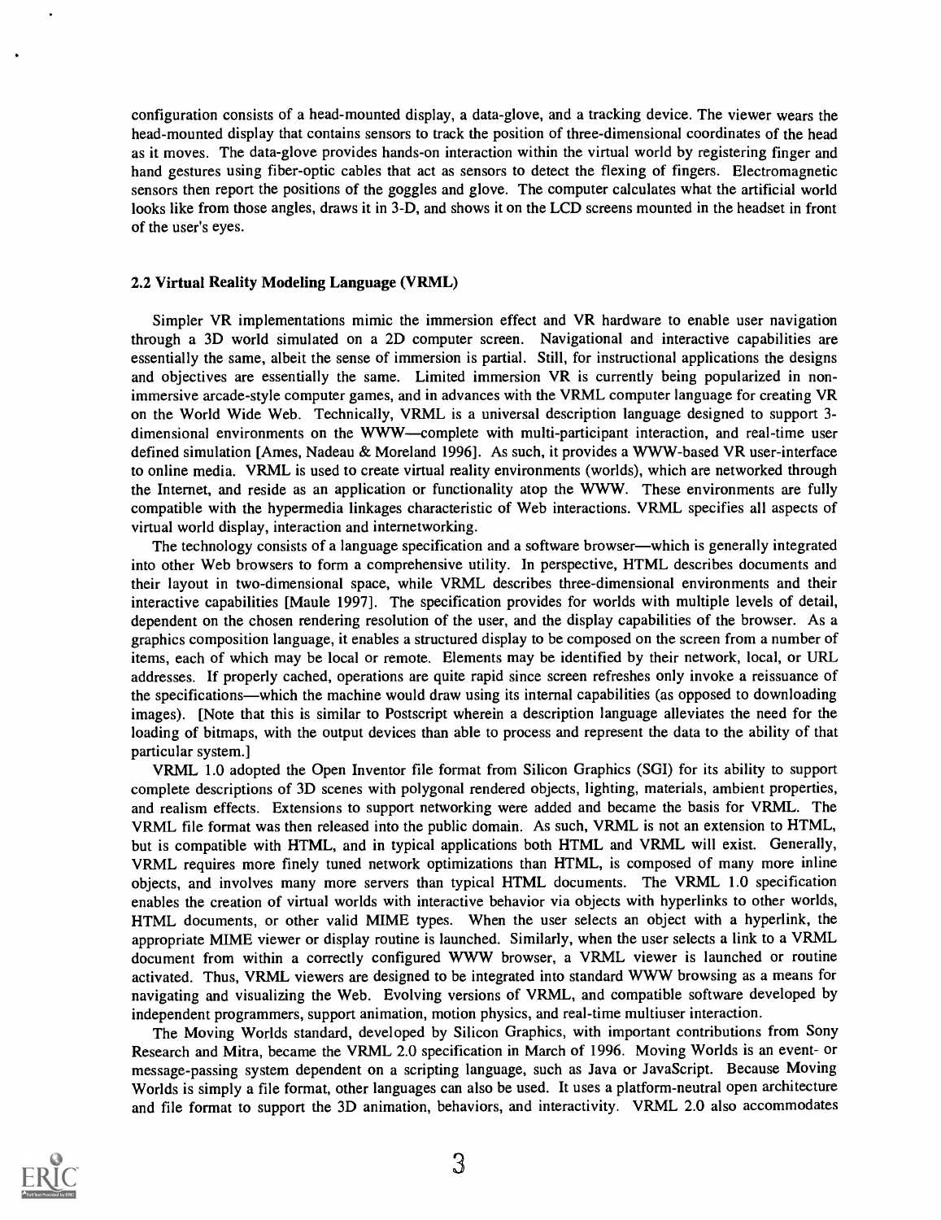configuration consists of a head-mounted display, a data-glove, and a tracking device. The viewer wears the head-mounted display that contains sensors to track the position of three-dimensional coordinates of the head as it moves. The data-glove provides hands-on interaction within the virtual world by registering finger and hand gestures using fiber-optic cables that act as sensors to detect the flexing of fingers. Electromagnetic sensors then report the positions of the goggles and glove. The computer calculates what the artificial world looks like from those angles, draws it in 3-D, and shows it on the LCD screens mounted in the headset in front of the user's eyes.

### 2.2 Virtual Reality Modeling Language (VRML)

Simpler VR implementations mimic the immersion effect and VR hardware to enable user navigation through a 3D world simulated on a 2D computer screen. Navigational and interactive capabilities are essentially the same, albeit the sense of immersion is partial. Still, for instructional applications the designs and objectives are essentially the same. Limited immersion VR is currently being popularized in non-immersive arcade-style computer games, and in advances with the VRML computer language for creating VR on the World Wide Web. Technically, VRML is a universal description language designed to support 3-dimensional environments on the WWW—complete with multi-participant interaction, and real-time user defined simulation [Ames, Nadeau & Moreland 1996]. As such, it provides a WWW-based VR user-interface to online media. VRML is used to create virtual reality environments (worlds), which are networked through the Internet, and reside as an application or functionality atop the WWW. These environments are fully compatible with the hypermedia linkages characteristic of Web interactions. VRML specifies all aspects of virtual world display, interaction and internetworking.

The technology consists of a language specification and a software browser—which is generally integrated into other Web browsers to form a comprehensive utility. In perspective, HTML describes documents and their layout in two-dimensional space, while VRML describes three-dimensional environments and their interactive capabilities [Maule 1997]. The specification provides for worlds with multiple levels of detail, dependent on the chosen rendering resolution of the user, and the display capabilities of the browser. As a graphics composition language, it enables a structured display to be composed on the screen from a number of items, each of which may be local or remote. Elements may be identified by their network, local, or URL addresses. If properly cached, operations are quite rapid since screen refreshes only invoke a reissuance of the specifications—which the machine would draw using its internal capabilities (as opposed to downloading images). [Note that this is similar to Postscript wherein a description language alleviates the need for the loading of bitmaps, with the output devices than able to process and represent the data to the ability of that particular system.]

VRML 1.0 adopted the Open Inventor file format from Silicon Graphics (SGI) for its ability to support complete descriptions of 3D scenes with polygonal rendered objects, lighting, materials, ambient properties, and realism effects. Extensions to support networking were added and became the basis for VRML. The VRML file format was then released into the public domain. As such, VRML is not an extension to HTML, but is compatible with HTML, and in typical applications both HTML and VRML will exist. Generally, VRML requires more finely tuned network optimizations than HTML, is composed of many more inline objects, and involves many more servers than typical HTML documents. The VRML 1.0 specification enables the creation of virtual worlds with interactive behavior via objects with hyperlinks to other worlds, HTML documents, or other valid MIME types. When the user selects an object with a hyperlink, the appropriate MIME viewer or display routine is launched. Similarly, when the user selects a link to a VRML document from within a correctly configured WWW browser, a VRML viewer is launched or routine activated. Thus, VRML viewers are designed to be integrated into standard WWW browsing as a means for navigating and visualizing the Web. Evolving versions of VRML, and compatible software developed by independent programmers, support animation, motion physics, and real-time multiuser interaction.

The Moving Worlds standard, developed by Silicon Graphics, with important contributions from Sony Research and Mitra, became the VRML 2.0 specification in March of 1996. Moving Worlds is an event- or message-passing system dependent on a scripting language, such as Java or JavaScript. Because Moving Worlds is simply a file format, other languages can also be used. It uses a platform-neutral open architecture and file format to support the 3D animation, behaviors, and interactivity. VRML 2.0 also accommodates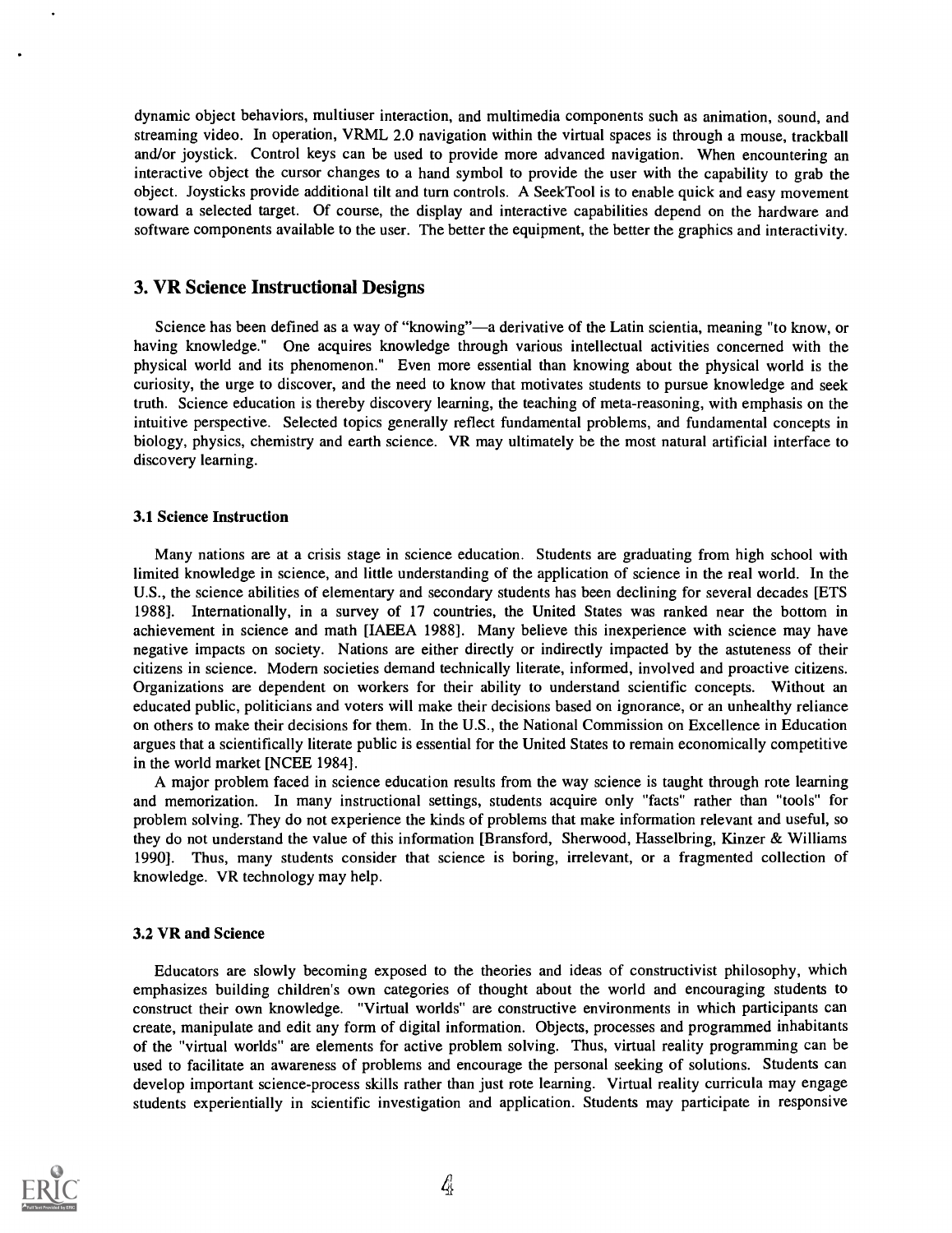dynamic object behaviors, multiuser interaction, and multimedia components such as animation, sound, and streaming video. In operation, VRML 2.0 navigation within the virtual spaces is through a mouse, trackball and/or joystick. Control keys can be used to provide more advanced navigation. When encountering an interactive object the cursor changes to a hand symbol to provide the user with the capability to grab the object. Joysticks provide additional tilt and turn controls. A SeekTool is to enable quick and easy movement toward a selected target. Of course, the display and interactive capabilities depend on the hardware and software components available to the user. The better the equipment, the better the graphics and interactivity.

## 3. VR Science Instructional Designs

Science has been defined as a way of "knowing"—a derivative of the Latin scientia, meaning "to know, or having knowledge." One acquires knowledge through various intellectual activities concerned with the physical world and its phenomenon." Even more essential than knowing about the physical world is the curiosity, the urge to discover, and the need to know that motivates students to pursue knowledge and seek truth. Science education is thereby discovery learning, the teaching of meta-reasoning, with emphasis on the intuitive perspective. Selected topics generally reflect fundamental problems, and fundamental concepts in biology, physics, chemistry and earth science. VR may ultimately be the most natural artificial interface to discovery learning.

### 3.1 Science Instruction

Many nations are at a crisis stage in science education. Students are graduating from high school with limited knowledge in science, and little understanding of the application of science in the real world. In the U.S., the science abilities of elementary and secondary students has been declining for several decades [ETS 1988]. Internationally, in a survey of 17 countries, the United States was ranked near the bottom in achievement in science and math [IAEEA 1988]. Many believe this inexperience with science may have negative impacts on society. Nations are either directly or indirectly impacted by the astuteness of their citizens in science. Modern societies demand technically literate, informed, involved and proactive citizens. Organizations are dependent on workers for their ability to understand scientific concepts. Without an educated public, politicians and voters will make their decisions based on ignorance, or an unhealthy reliance on others to make their decisions for them. In the U.S., the National Commission on Excellence in Education argues that a scientifically literate public is essential for the United States to remain economically competitive in the world market [NCEE 1984].

A major problem faced in science education results from the way science is taught through rote learning and memorization. In many instructional settings, students acquire only "facts" rather than "tools" for problem solving. They do not experience the kinds of problems that make information relevant and useful, so they do not understand the value of this information [Bransford, Sherwood, Hasselbring, Kinzer & Williams 1990]. Thus, many students consider that science is boring, irrelevant, or a fragmented collection of knowledge. VR technology may help.

### 3.2 VR and Science

Educators are slowly becoming exposed to the theories and ideas of constructivist philosophy, which emphasizes building children's own categories of thought about the world and encouraging students to construct their own knowledge. "Virtual worlds" are constructive environments in which participants can create, manipulate and edit any form of digital information. Objects, processes and programmed inhabitants of the "virtual worlds" are elements for active problem solving. Thus, virtual reality programming can be used to facilitate an awareness of problems and encourage the personal seeking of solutions. Students can develop important science-process skills rather than just rote learning. Virtual reality curricula may engage students experientially in scientific investigation and application. Students may participate in responsive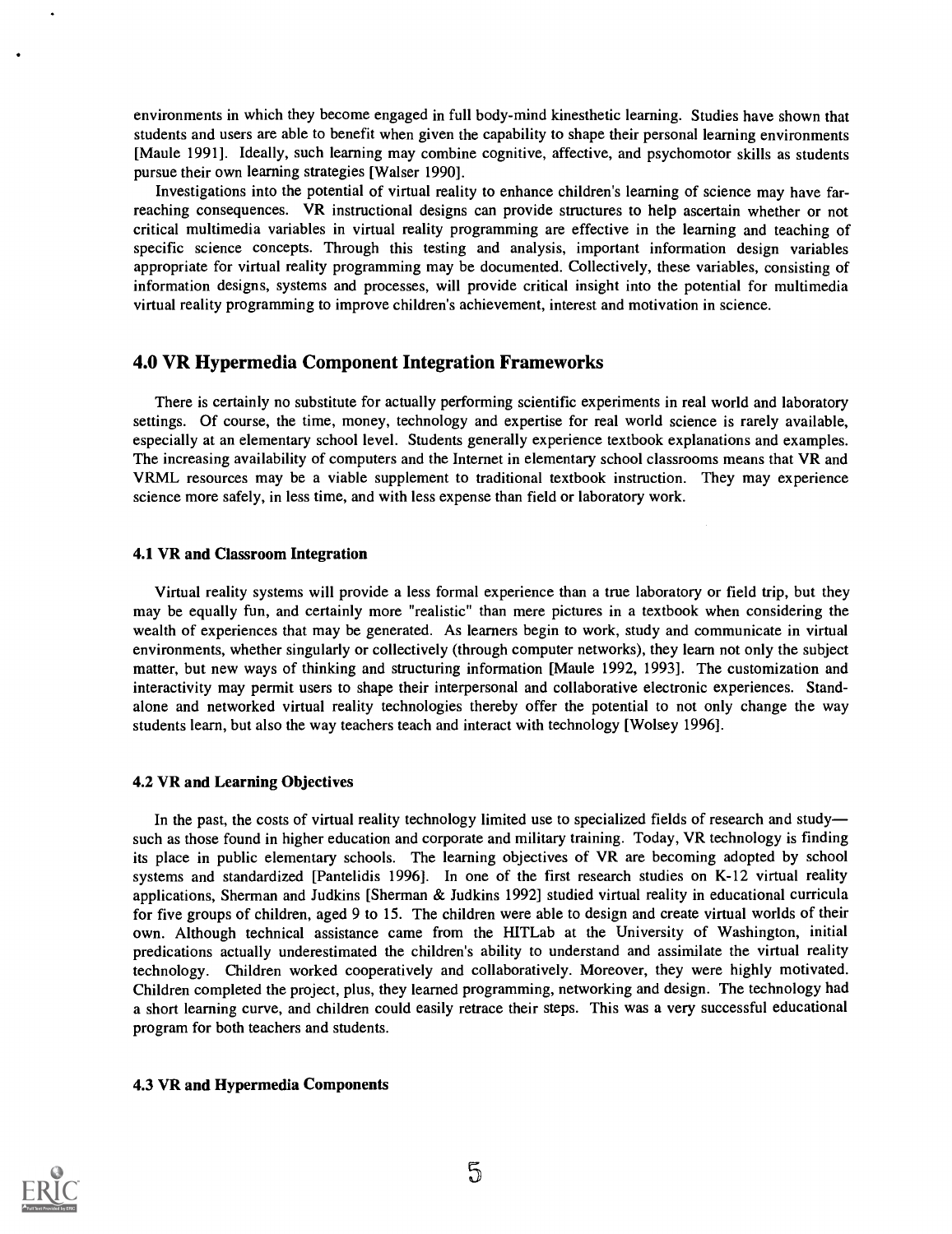environments in which they become engaged in full body-mind kinesthetic learning. Studies have shown that students and users are able to benefit when given the capability to shape their personal learning environments [Maule 1991]. Ideally, such learning may combine cognitive, affective, and psychomotor skills as students pursue their own learning strategies [Walser 1990].

Investigations into the potential of virtual reality to enhance children's learning of science may have far-reaching consequences. VR instructional designs can provide structures to help ascertain whether or not critical multimedia variables in virtual reality programming are effective in the learning and teaching of specific science concepts. Through this testing and analysis, important information design variables appropriate for virtual reality programming may be documented. Collectively, these variables, consisting of information designs, systems and processes, will provide critical insight into the potential for multimedia virtual reality programming to improve children's achievement, interest and motivation in science.

## 4.0 VR Hypermedia Component Integration Frameworks

There is certainly no substitute for actually performing scientific experiments in real world and laboratory settings. Of course, the time, money, technology and expertise for real world science is rarely available, especially at an elementary school level. Students generally experience textbook explanations and examples. The increasing availability of computers and the Internet in elementary school classrooms means that VR and VRML resources may be a viable supplement to traditional textbook instruction. They may experience science more safely, in less time, and with less expense than field or laboratory work.

### 4.1 VR and Classroom Integration

Virtual reality systems will provide a less formal experience than a true laboratory or field trip, but they may be equally fun, and certainly more "realistic" than mere pictures in a textbook when considering the wealth of experiences that may be generated. As learners begin to work, study and communicate in virtual environments, whether singularly or collectively (through computer networks), they learn not only the subject matter, but new ways of thinking and structuring information [Maule 1992, 1993]. The customization and interactivity may permit users to shape their interpersonal and collaborative electronic experiences. Stand-alone and networked virtual reality technologies thereby offer the potential to not only change the way students learn, but also the way teachers teach and interact with technology [Wolsey 1996].

### 4.2 VR and Learning Objectives

In the past, the costs of virtual reality technology limited use to specialized fields of research and study—such as those found in higher education and corporate and military training. Today, VR technology is finding its place in public elementary schools. The learning objectives of VR are becoming adopted by school systems and standardized [Pantelidis 1996]. In one of the first research studies on K-12 virtual reality applications, Sherman and Judkins [Sherman & Judkins 1992] studied virtual reality in educational curricula for five groups of children, aged 9 to 15. The children were able to design and create virtual worlds of their own. Although technical assistance came from the HITLab at the University of Washington, initial predications actually underestimated the children's ability to understand and assimilate the virtual reality technology. Children worked cooperatively and collaboratively. Moreover, they were highly motivated. Children completed the project, plus, they learned programming, networking and design. The technology had a short learning curve, and children could easily retrace their steps. This was a very successful educational program for both teachers and students.

### 4.3 VR and Hypermedia Components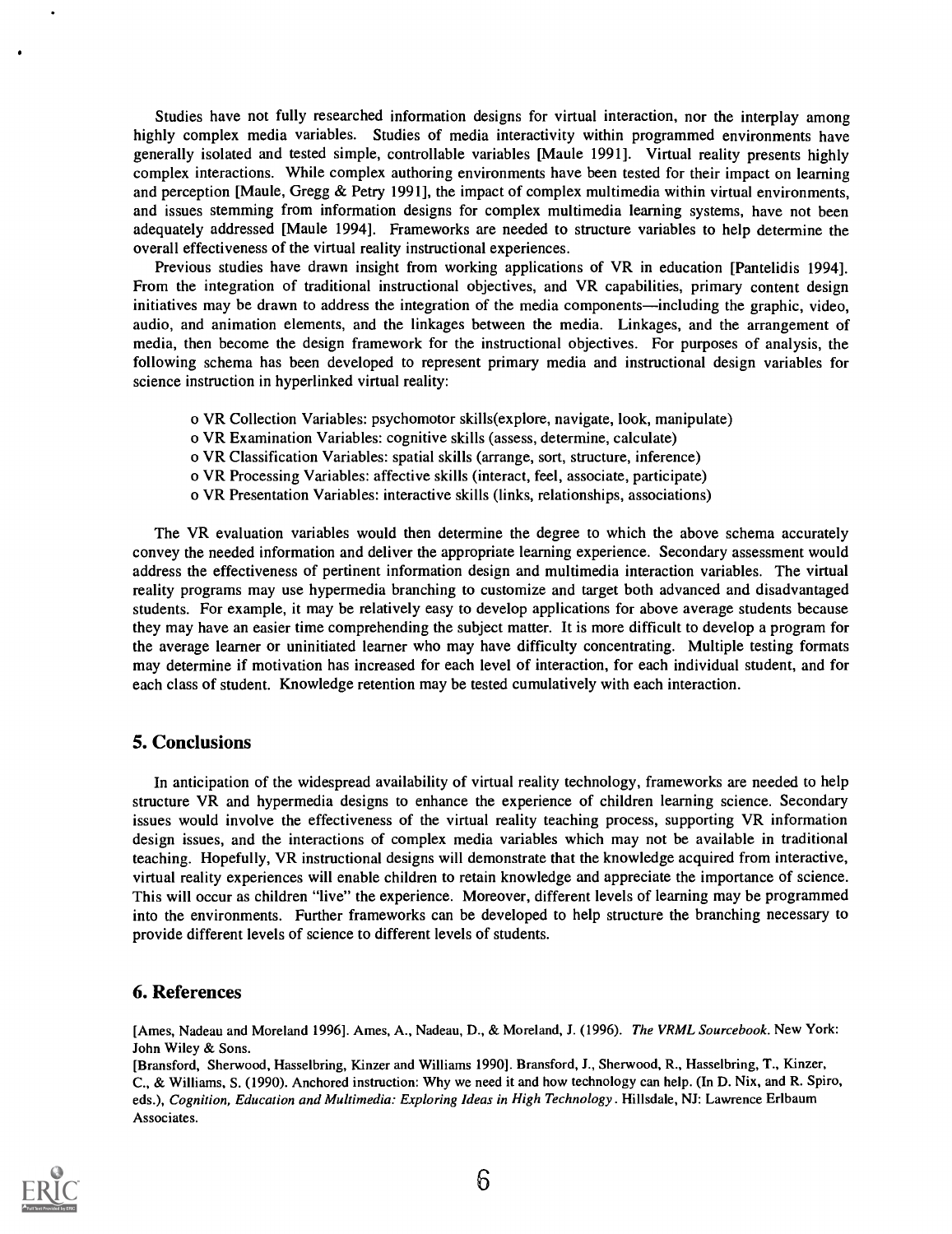Studies have not fully researched information designs for virtual interaction, nor the interplay among highly complex media variables. Studies of media interactivity within programmed environments have generally isolated and tested simple, controllable variables [Maule 1991]. Virtual reality presents highly complex interactions. While complex authoring environments have been tested for their impact on learning and perception [Maule, Gregg & Petry 1991], the impact of complex multimedia within virtual environments, and issues stemming from information designs for complex multimedia learning systems, have not been adequately addressed [Maule 1994]. Frameworks are needed to structure variables to help determine the overall effectiveness of the virtual reality instructional experiences.

Previous studies have drawn insight from working applications of VR in education [Pantelidis 1994]. From the integration of traditional instructional objectives, and VR capabilities, primary content design initiatives may be drawn to address the integration of the media components—including the graphic, video, audio, and animation elements, and the linkages between the media. Linkages, and the arrangement of media, then become the design framework for the instructional objectives. For purposes of analysis, the following schema has been developed to represent primary media and instructional design variables for science instruction in hyperlinked virtual reality:

- VR Collection Variables: psychomotor skills(explore, navigate, look, manipulate)
- VR Examination Variables: cognitive skills (assess, determine, calculate)
- VR Classification Variables: spatial skills (arrange, sort, structure, inference)
- VR Processing Variables: affective skills (interact, feel, associate, participate)
- VR Presentation Variables: interactive skills (links, relationships, associations)

The VR evaluation variables would then determine the degree to which the above schema accurately convey the needed information and deliver the appropriate learning experience. Secondary assessment would address the effectiveness of pertinent information design and multimedia interaction variables. The virtual reality programs may use hypermedia branching to customize and target both advanced and disadvantaged students. For example, it may be relatively easy to develop applications for above average students because they may have an easier time comprehending the subject matter. It is more difficult to develop a program for the average learner or uninitiated learner who may have difficulty concentrating. Multiple testing formats may determine if motivation has increased for each level of interaction, for each individual student, and for each class of student. Knowledge retention may be tested cumulatively with each interaction.

## 5. Conclusions

In anticipation of the widespread availability of virtual reality technology, frameworks are needed to help structure VR and hypermedia designs to enhance the experience of children learning science. Secondary issues would involve the effectiveness of the virtual reality teaching process, supporting VR information design issues, and the interactions of complex media variables which may not be available in traditional teaching. Hopefully, VR instructional designs will demonstrate that the knowledge acquired from interactive, virtual reality experiences will enable children to retain knowledge and appreciate the importance of science. This will occur as children "live" the experience. Moreover, different levels of learning may be programmed into the environments. Further frameworks can be developed to help structure the branching necessary to provide different levels of science to different levels of students.

## 6. References

[Ames, Nadeau and Moreland 1996]. Ames, A., Nadeau, D., & Moreland, J. (1996). *The VRML Sourcebook*. New York: John Wiley & Sons.

[Bransford, Sherwood, Hasselbring, Kinzer and Williams 1990]. Bransford, J., Sherwood, R., Hasselbring, T., Kinzer, C., & Williams, S. (1990). Anchored instruction: Why we need it and how technology can help. (In D. Nix, and R. Spiro, eds.), *Cognition, Education and Multimedia: Exploring Ideas in High Technology*. Hillsdale, NJ: Lawrence Erlbaum Associates.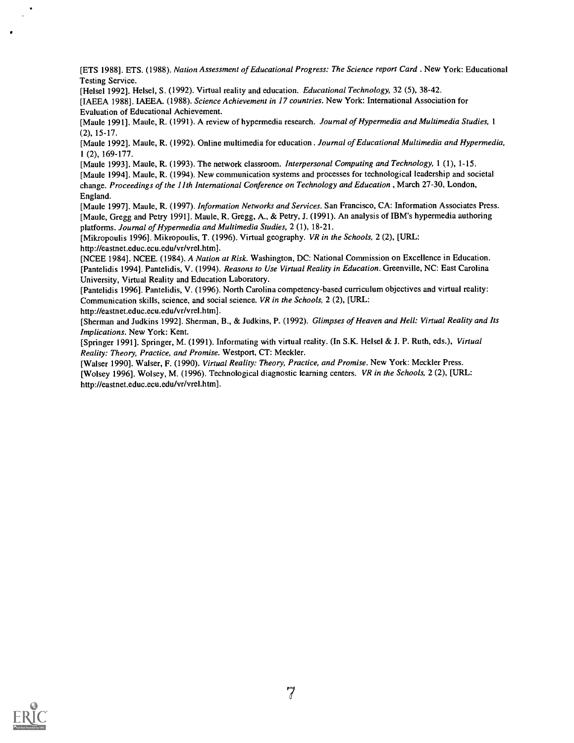[ETS 1988]. ETS. (1988). *Nation Assessment of Educational Progress: The Science report Card* . New York: Educational Testing Service.

[Helsel 1992]. Helsel, S. (1992). Virtual reality and education. *Educational Technology,* 32 (5), 38-42.

[IAEEA 1988]. IAEEA. (1988). *Science Achievement in 17 countries*. New York: International Association for Evaluation of Educational Achievement.

[Maule 1991]. Maule, R. (1991). A review of hypermedia research. *Journal of Hypermedia and Multimedia Studies,* 1 (2), 15-17.

[Maule 1992]. Maule, R. (1992). Online multimedia for education . *Journal of Educational Multimedia and Hypermedia,* 1 (2), 169-177.

[Maule 1993]. Maule, R. (1993). The network classroom. *Interpersonal Computing and Technology,* 1 (1), 1-15.

[Maule 1994]. Maule, R. (1994). New communication systems and processes for technological leadership and societal change. *Proceedings of the 11th International Conference on Technology and Education* , March 27-30, London, England.

[Maule 1997]. Maule, R. (1997). *Information Networks and Services*. San Francisco, CA: Information Associates Press.

[Maule, Gregg and Petry 1991]. Maule, R. Gregg, A., & Petry, J. (1991). An analysis of IBM's hypermedia authoring platforms. *Journal of Hypermedia and Multimedia Studies,* 2 (1), 18-21.

[Mikropoulis 1996]. Mikropoulis, T. (1996). Virtual geography. *VR in the Schools,* 2 (2), [URL: http://eastnet.educ.ecu.edu/vr/vrel.htm].

[NCEE 1984]. NCEE. (1984). *A Nation at Risk*. Washington, DC: National Commission on Excellence in Education.

[Pantelidis 1994]. Pantelidis, V. (1994). *Reasons to Use Virtual Reality in Education*. Greenville, NC: East Carolina University, Virtual Reality and Education Laboratory.

[Pantelidis 1996]. Pantelidis, V. (1996). North Carolina competency-based curriculum objectives and virtual reality: Communication skills, science, and social science. *VR in the Schools,* 2 (2), [URL: http://eastnet.educ.ecu.edu/vr/vrel.htm].

[Sherman and Judkins 1992]. Sherman, B., & Judkins, P. (1992). *Glimpses of Heaven and Hell: Virtual Reality and Its Implications*. New York: Kent.

[Springer 1991]. Springer, M. (1991). Informating with virtual reality. (In S.K. Helsel & J. P. Ruth, eds.), *Virtual Reality: Theory, Practice, and Promise*. Westport, CT: Meckler.

[Walser 1990]. Walser, F. (1990). *Virtual Reality: Theory, Practice, and Promise*. New York: Meckler Press.

[Wolsey 1996]. Wolsey, M. (1996). Technological diagnostic learning centers. *VR in the Schools,* 2 (2), [URL: http://eastnet.educ.ecu.edu/vr/vrel.htm].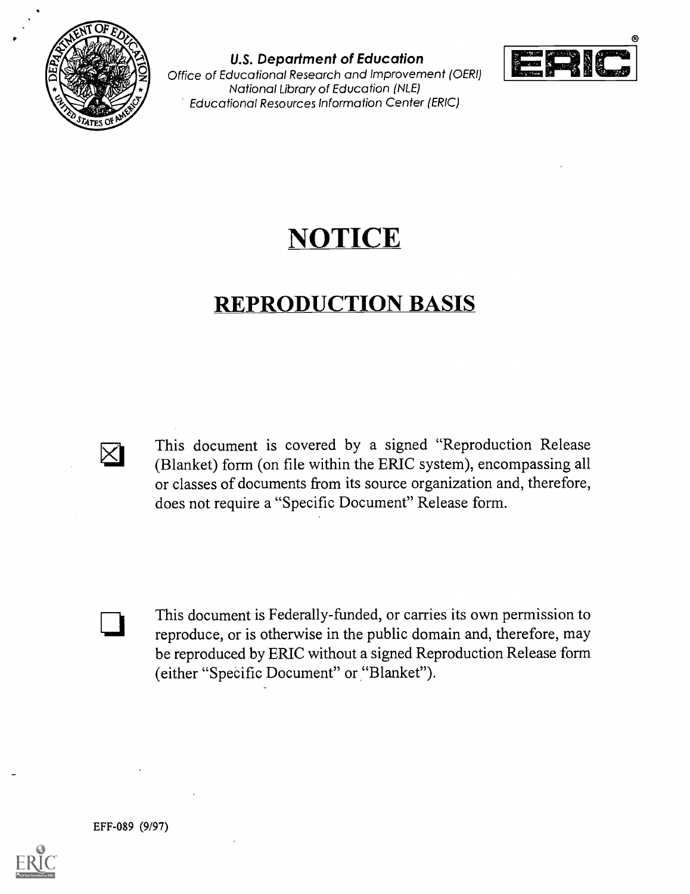**U.S. Department of Education**
*Office of Educational Research and Improvement (OERI)*
*National Library of Education (NLE)*
*Educational Resources Information Center (ERIC)*

# NOTICE

## REPRODUCTION BASIS

☒ This document is covered by a signed "Reproduction Release (Blanket) form (on file within the ERIC system), encompassing all or classes of documents from its source organization and, therefore, does not require a "Specific Document" Release form.

☐ This document is Federally-funded, or carries its own permission to reproduce, or is otherwise in the public domain and, therefore, may be reproduced by ERIC without a signed Reproduction Release form (either "Specific Document" or "Blanket").

EFF-089 (9/97)